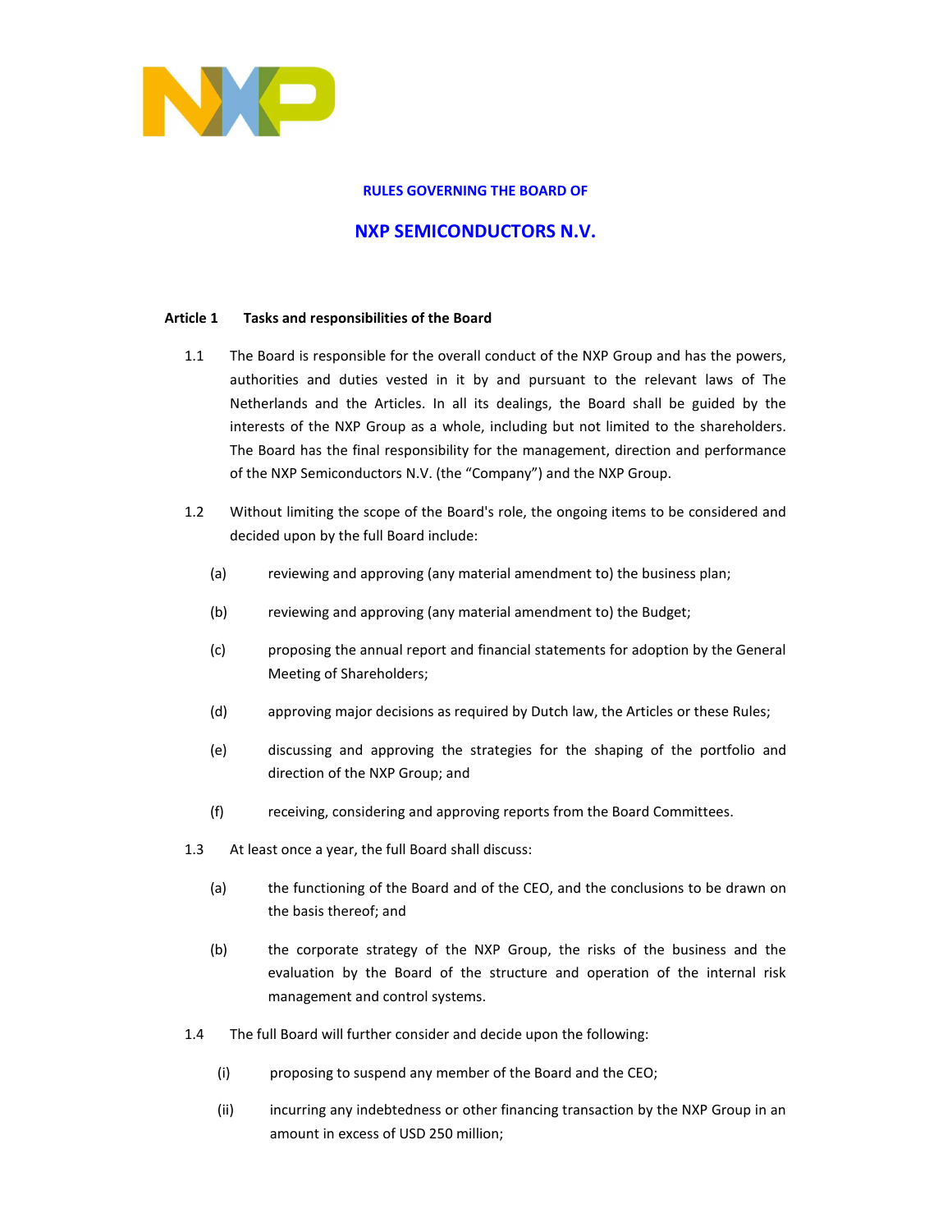# RULES GOVERNING THE BOARD OF

# NXP SEMICONDUCTORS N.V.

## Article 1 Tasks and responsibilities of the Board

1.1 The Board is responsible for the overall conduct of the NXP Group and has the powers, authorities and duties vested in it by and pursuant to the relevant laws of The Netherlands and the Articles. In all its dealings, the Board shall be guided by the interests of the NXP Group as a whole, including but not limited to the shareholders. The Board has the final responsibility for the management, direction and performance of the NXP Semiconductors N.V. (the "Company") and the NXP Group.

1.2 Without limiting the scope of the Board's role, the ongoing items to be considered and decided upon by the full Board include:

(a) reviewing and approving (any material amendment to) the business plan;

(b) reviewing and approving (any material amendment to) the Budget;

(c) proposing the annual report and financial statements for adoption by the General Meeting of Shareholders;

(d) approving major decisions as required by Dutch law, the Articles or these Rules;

(e) discussing and approving the strategies for the shaping of the portfolio and direction of the NXP Group; and

(f) receiving, considering and approving reports from the Board Committees.

1.3 At least once a year, the full Board shall discuss:

(a) the functioning of the Board and of the CEO, and the conclusions to be drawn on the basis thereof; and

(b) the corporate strategy of the NXP Group, the risks of the business and the evaluation by the Board of the structure and operation of the internal risk management and control systems.

1.4 The full Board will further consider and decide upon the following:

(i) proposing to suspend any member of the Board and the CEO;

(ii) incurring any indebtedness or other financing transaction by the NXP Group in an amount in excess of USD 250 million;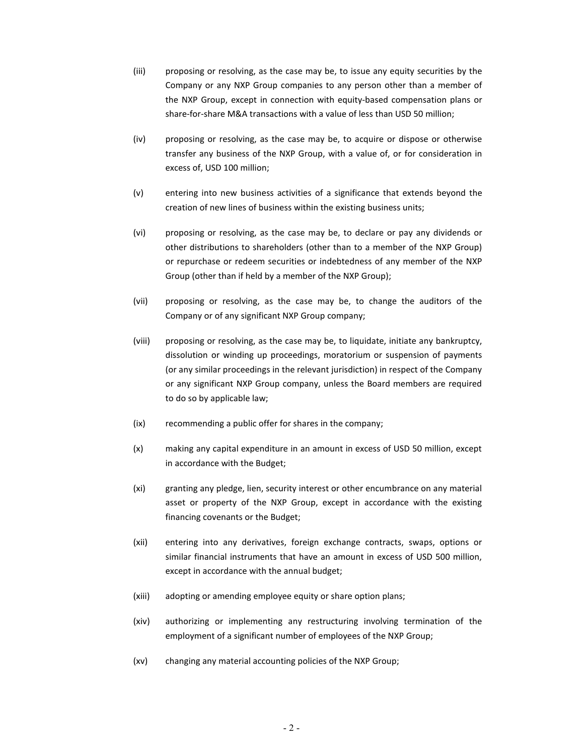(iii) proposing or resolving, as the case may be, to issue any equity securities by the Company or any NXP Group companies to any person other than a member of the NXP Group, except in connection with equity-based compensation plans or share-for-share M&A transactions with a value of less than USD 50 million;

(iv) proposing or resolving, as the case may be, to acquire or dispose or otherwise transfer any business of the NXP Group, with a value of, or for consideration in excess of, USD 100 million;

(v) entering into new business activities of a significance that extends beyond the creation of new lines of business within the existing business units;

(vi) proposing or resolving, as the case may be, to declare or pay any dividends or other distributions to shareholders (other than to a member of the NXP Group) or repurchase or redeem securities or indebtedness of any member of the NXP Group (other than if held by a member of the NXP Group);

(vii) proposing or resolving, as the case may be, to change the auditors of the Company or of any significant NXP Group company;

(viii) proposing or resolving, as the case may be, to liquidate, initiate any bankruptcy, dissolution or winding up proceedings, moratorium or suspension of payments (or any similar proceedings in the relevant jurisdiction) in respect of the Company or any significant NXP Group company, unless the Board members are required to do so by applicable law;

(ix) recommending a public offer for shares in the company;

(x) making any capital expenditure in an amount in excess of USD 50 million, except in accordance with the Budget;

(xi) granting any pledge, lien, security interest or other encumbrance on any material asset or property of the NXP Group, except in accordance with the existing financing covenants or the Budget;

(xii) entering into any derivatives, foreign exchange contracts, swaps, options or similar financial instruments that have an amount in excess of USD 500 million, except in accordance with the annual budget;

(xiii) adopting or amending employee equity or share option plans;

(xiv) authorizing or implementing any restructuring involving termination of the employment of a significant number of employees of the NXP Group;

(xv) changing any material accounting policies of the NXP Group;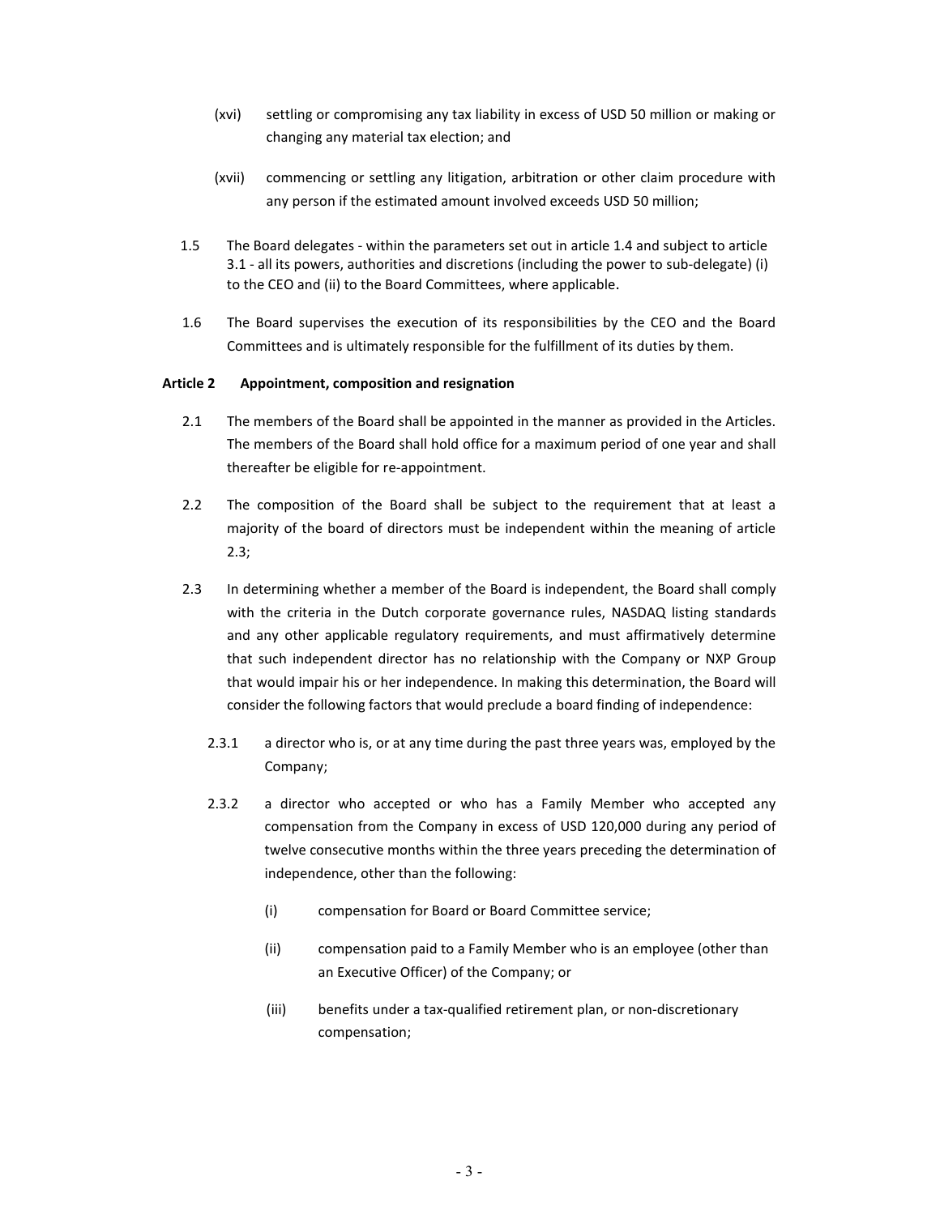(xvi) settling or compromising any tax liability in excess of USD 50 million or making or changing any material tax election; and

(xvii) commencing or settling any litigation, arbitration or other claim procedure with any person if the estimated amount involved exceeds USD 50 million;

1.5 The Board delegates - within the parameters set out in article 1.4 and subject to article 3.1 - all its powers, authorities and discretions (including the power to sub-delegate) (i) to the CEO and (ii) to the Board Committees, where applicable.

1.6 The Board supervises the execution of its responsibilities by the CEO and the Board Committees and is ultimately responsible for the fulfillment of its duties by them.

**Article 2 Appointment, composition and resignation**

2.1 The members of the Board shall be appointed in the manner as provided in the Articles. The members of the Board shall hold office for a maximum period of one year and shall thereafter be eligible for re-appointment.

2.2 The composition of the Board shall be subject to the requirement that at least a majority of the board of directors must be independent within the meaning of article 2.3;

2.3 In determining whether a member of the Board is independent, the Board shall comply with the criteria in the Dutch corporate governance rules, NASDAQ listing standards and any other applicable regulatory requirements, and must affirmatively determine that such independent director has no relationship with the Company or NXP Group that would impair his or her independence. In making this determination, the Board will consider the following factors that would preclude a board finding of independence:

2.3.1 a director who is, or at any time during the past three years was, employed by the Company;

2.3.2 a director who accepted or who has a Family Member who accepted any compensation from the Company in excess of USD 120,000 during any period of twelve consecutive months within the three years preceding the determination of independence, other than the following:

(i) compensation for Board or Board Committee service;

(ii) compensation paid to a Family Member who is an employee (other than an Executive Officer) of the Company; or

(iii) benefits under a tax-qualified retirement plan, or non-discretionary compensation;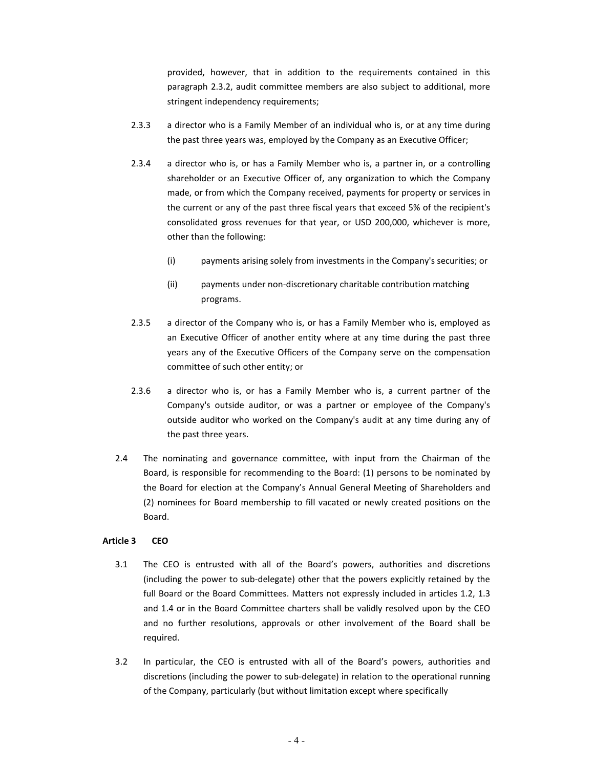provided, however, that in addition to the requirements contained in this paragraph 2.3.2, audit committee members are also subject to additional, more stringent independency requirements;

2.3.3 a director who is a Family Member of an individual who is, or at any time during the past three years was, employed by the Company as an Executive Officer;

2.3.4 a director who is, or has a Family Member who is, a partner in, or a controlling shareholder or an Executive Officer of, any organization to which the Company made, or from which the Company received, payments for property or services in the current or any of the past three fiscal years that exceed 5% of the recipient's consolidated gross revenues for that year, or USD 200,000, whichever is more, other than the following:

(i) payments arising solely from investments in the Company's securities; or

(ii) payments under non-discretionary charitable contribution matching programs.

2.3.5 a director of the Company who is, or has a Family Member who is, employed as an Executive Officer of another entity where at any time during the past three years any of the Executive Officers of the Company serve on the compensation committee of such other entity; or

2.3.6 a director who is, or has a Family Member who is, a current partner of the Company's outside auditor, or was a partner or employee of the Company's outside auditor who worked on the Company's audit at any time during any of the past three years.

2.4 The nominating and governance committee, with input from the Chairman of the Board, is responsible for recommending to the Board: (1) persons to be nominated by the Board for election at the Company's Annual General Meeting of Shareholders and (2) nominees for Board membership to fill vacated or newly created positions on the Board.

**Article 3 CEO**

3.1 The CEO is entrusted with all of the Board's powers, authorities and discretions (including the power to sub-delegate) other that the powers explicitly retained by the full Board or the Board Committees. Matters not expressly included in articles 1.2, 1.3 and 1.4 or in the Board Committee charters shall be validly resolved upon by the CEO and no further resolutions, approvals or other involvement of the Board shall be required.

3.2 In particular, the CEO is entrusted with all of the Board's powers, authorities and discretions (including the power to sub-delegate) in relation to the operational running of the Company, particularly (but without limitation except where specifically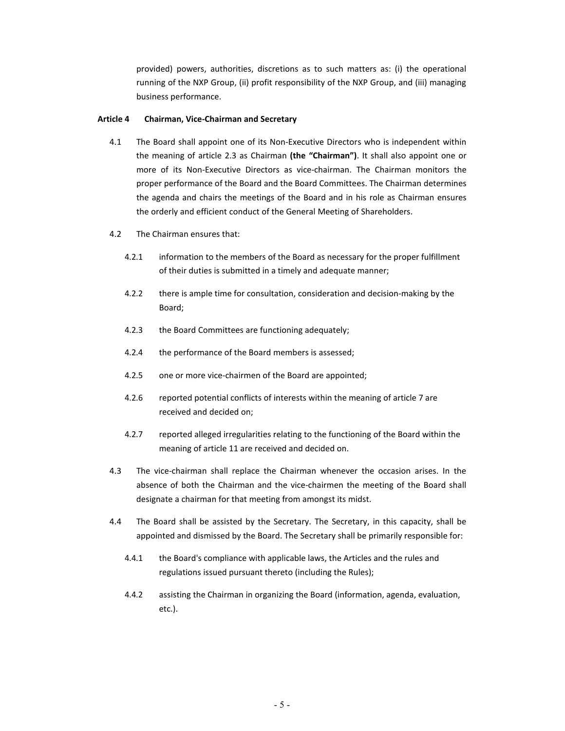provided) powers, authorities, discretions as to such matters as: (i) the operational running of the NXP Group, (ii) profit responsibility of the NXP Group, and (iii) managing business performance.

## Article 4 Chairman, Vice-Chairman and Secretary

4.1 The Board shall appoint one of its Non-Executive Directors who is independent within the meaning of article 2.3 as Chairman **(the "Chairman")**. It shall also appoint one or more of its Non-Executive Directors as vice-chairman. The Chairman monitors the proper performance of the Board and the Board Committees. The Chairman determines the agenda and chairs the meetings of the Board and in his role as Chairman ensures the orderly and efficient conduct of the General Meeting of Shareholders.

4.2 The Chairman ensures that:

4.2.1 information to the members of the Board as necessary for the proper fulfillment of their duties is submitted in a timely and adequate manner;

4.2.2 there is ample time for consultation, consideration and decision-making by the Board;

4.2.3 the Board Committees are functioning adequately;

4.2.4 the performance of the Board members is assessed;

4.2.5 one or more vice-chairmen of the Board are appointed;

4.2.6 reported potential conflicts of interests within the meaning of article 7 are received and decided on;

4.2.7 reported alleged irregularities relating to the functioning of the Board within the meaning of article 11 are received and decided on.

4.3 The vice-chairman shall replace the Chairman whenever the occasion arises. In the absence of both the Chairman and the vice-chairmen the meeting of the Board shall designate a chairman for that meeting from amongst its midst.

4.4 The Board shall be assisted by the Secretary. The Secretary, in this capacity, shall be appointed and dismissed by the Board. The Secretary shall be primarily responsible for:

4.4.1 the Board's compliance with applicable laws, the Articles and the rules and regulations issued pursuant thereto (including the Rules);

4.4.2 assisting the Chairman in organizing the Board (information, agenda, evaluation, etc.).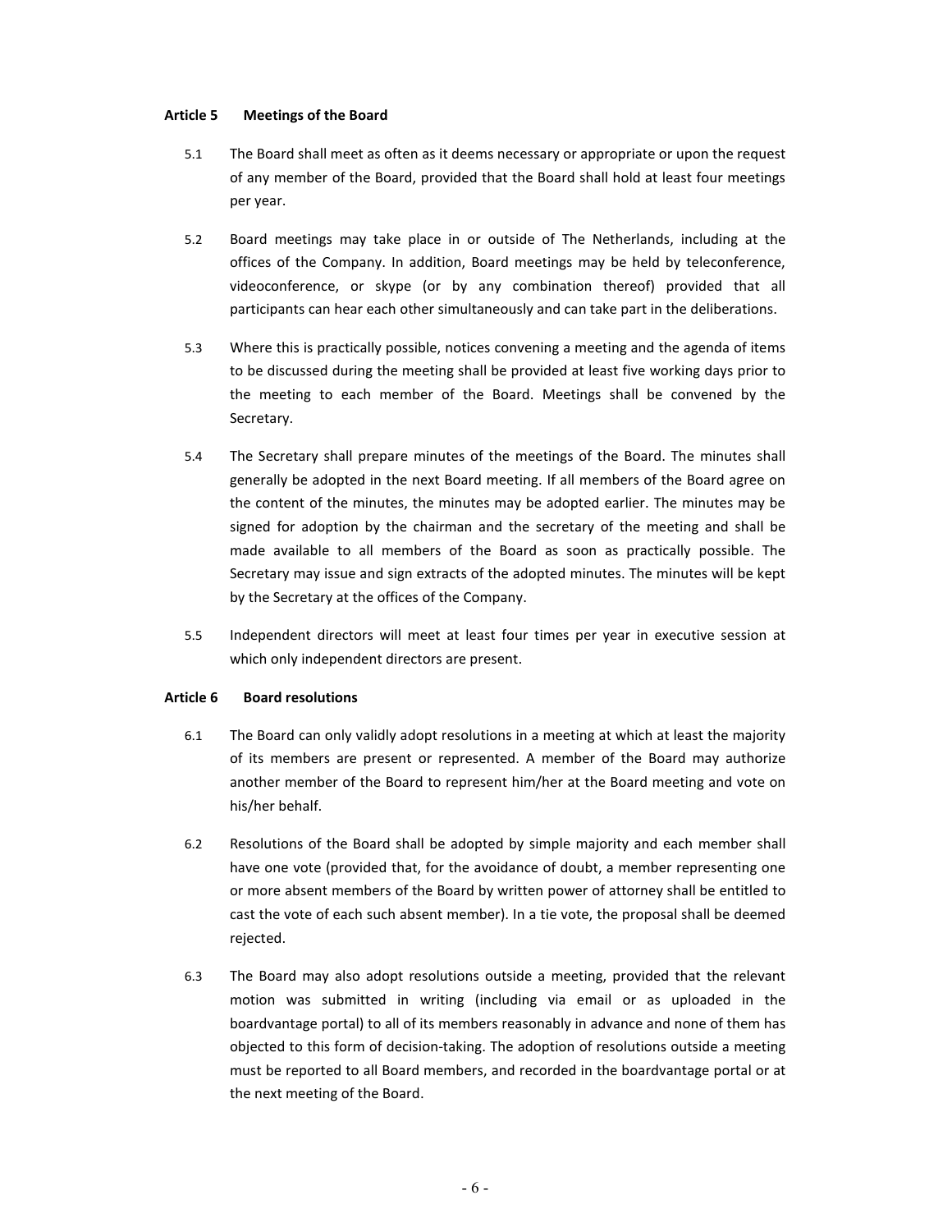## Article 5 Meetings of the Board

5.1 The Board shall meet as often as it deems necessary or appropriate or upon the request of any member of the Board, provided that the Board shall hold at least four meetings per year.

5.2 Board meetings may take place in or outside of The Netherlands, including at the offices of the Company. In addition, Board meetings may be held by teleconference, videoconference, or skype (or by any combination thereof) provided that all participants can hear each other simultaneously and can take part in the deliberations.

5.3 Where this is practically possible, notices convening a meeting and the agenda of items to be discussed during the meeting shall be provided at least five working days prior to the meeting to each member of the Board. Meetings shall be convened by the Secretary.

5.4 The Secretary shall prepare minutes of the meetings of the Board. The minutes shall generally be adopted in the next Board meeting. If all members of the Board agree on the content of the minutes, the minutes may be adopted earlier. The minutes may be signed for adoption by the chairman and the secretary of the meeting and shall be made available to all members of the Board as soon as practically possible. The Secretary may issue and sign extracts of the adopted minutes. The minutes will be kept by the Secretary at the offices of the Company.

5.5 Independent directors will meet at least four times per year in executive session at which only independent directors are present.

## Article 6 Board resolutions

6.1 The Board can only validly adopt resolutions in a meeting at which at least the majority of its members are present or represented. A member of the Board may authorize another member of the Board to represent him/her at the Board meeting and vote on his/her behalf.

6.2 Resolutions of the Board shall be adopted by simple majority and each member shall have one vote (provided that, for the avoidance of doubt, a member representing one or more absent members of the Board by written power of attorney shall be entitled to cast the vote of each such absent member). In a tie vote, the proposal shall be deemed rejected.

6.3 The Board may also adopt resolutions outside a meeting, provided that the relevant motion was submitted in writing (including via email or as uploaded in the boardvantage portal) to all of its members reasonably in advance and none of them has objected to this form of decision-taking. The adoption of resolutions outside a meeting must be reported to all Board members, and recorded in the boardvantage portal or at the next meeting of the Board.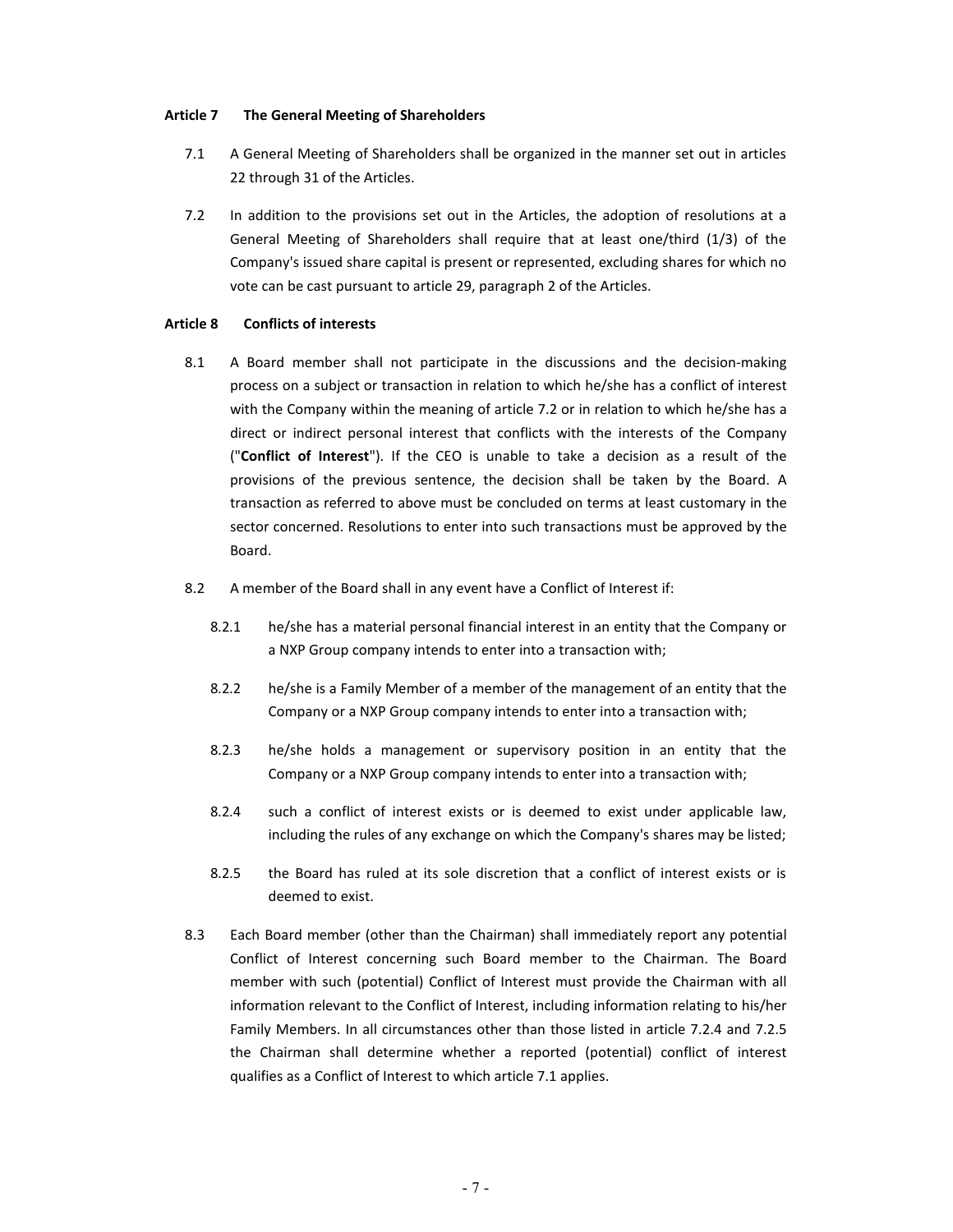**Article 7 The General Meeting of Shareholders**

7.1 A General Meeting of Shareholders shall be organized in the manner set out in articles 22 through 31 of the Articles.

7.2 In addition to the provisions set out in the Articles, the adoption of resolutions at a General Meeting of Shareholders shall require that at least one/third (1/3) of the Company's issued share capital is present or represented, excluding shares for which no vote can be cast pursuant to article 29, paragraph 2 of the Articles.

**Article 8 Conflicts of interests**

8.1 A Board member shall not participate in the discussions and the decision-making process on a subject or transaction in relation to which he/she has a conflict of interest with the Company within the meaning of article 7.2 or in relation to which he/she has a direct or indirect personal interest that conflicts with the interests of the Company ("**Conflict of Interest**"). If the CEO is unable to take a decision as a result of the provisions of the previous sentence, the decision shall be taken by the Board. A transaction as referred to above must be concluded on terms at least customary in the sector concerned. Resolutions to enter into such transactions must be approved by the Board.

8.2 A member of the Board shall in any event have a Conflict of Interest if:

8.2.1 he/she has a material personal financial interest in an entity that the Company or a NXP Group company intends to enter into a transaction with;

8.2.2 he/she is a Family Member of a member of the management of an entity that the Company or a NXP Group company intends to enter into a transaction with;

8.2.3 he/she holds a management or supervisory position in an entity that the Company or a NXP Group company intends to enter into a transaction with;

8.2.4 such a conflict of interest exists or is deemed to exist under applicable law, including the rules of any exchange on which the Company's shares may be listed;

8.2.5 the Board has ruled at its sole discretion that a conflict of interest exists or is deemed to exist.

8.3 Each Board member (other than the Chairman) shall immediately report any potential Conflict of Interest concerning such Board member to the Chairman. The Board member with such (potential) Conflict of Interest must provide the Chairman with all information relevant to the Conflict of Interest, including information relating to his/her Family Members. In all circumstances other than those listed in article 7.2.4 and 7.2.5 the Chairman shall determine whether a reported (potential) conflict of interest qualifies as a Conflict of Interest to which article 7.1 applies.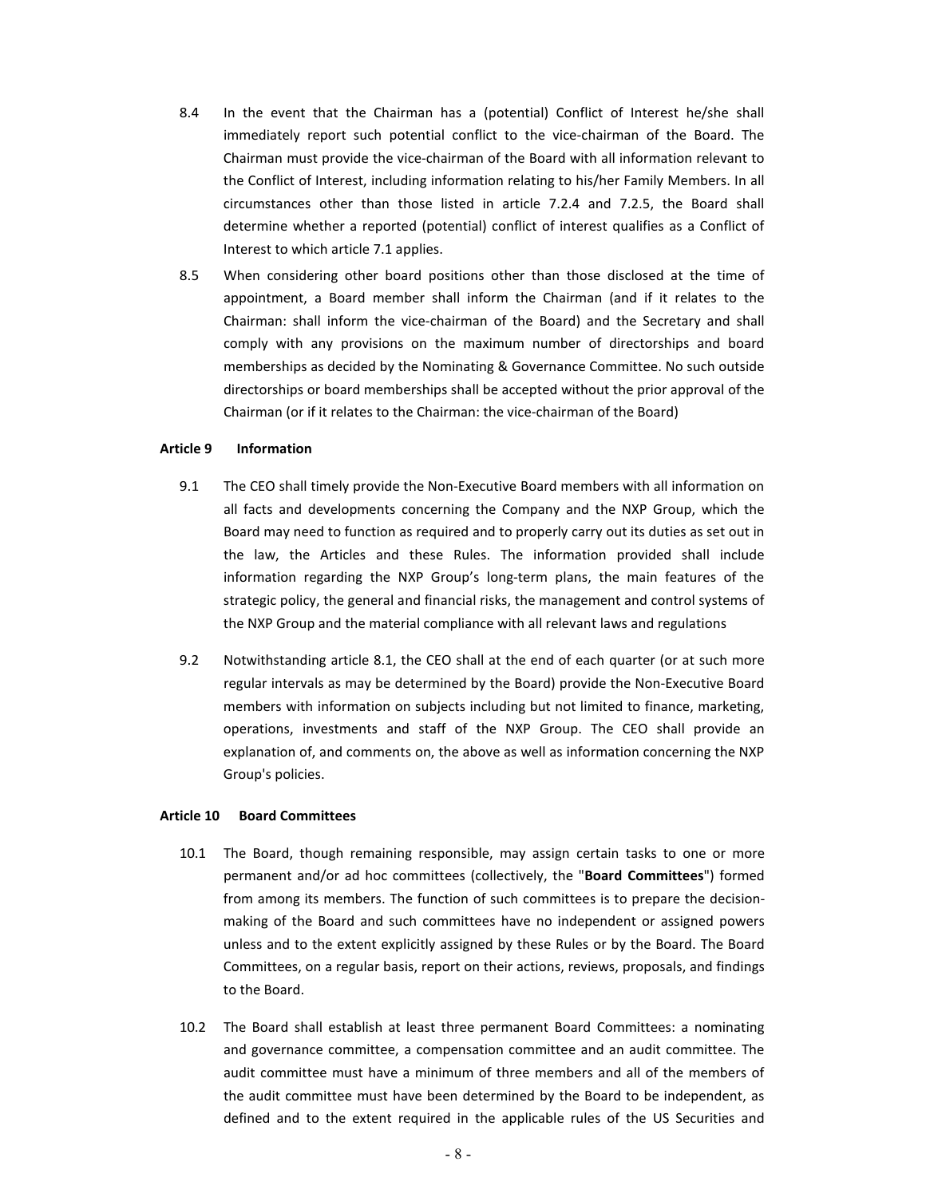8.4 In the event that the Chairman has a (potential) Conflict of Interest he/she shall immediately report such potential conflict to the vice-chairman of the Board. The Chairman must provide the vice-chairman of the Board with all information relevant to the Conflict of Interest, including information relating to his/her Family Members. In all circumstances other than those listed in article 7.2.4 and 7.2.5, the Board shall determine whether a reported (potential) conflict of interest qualifies as a Conflict of Interest to which article 7.1 applies.

8.5 When considering other board positions other than those disclosed at the time of appointment, a Board member shall inform the Chairman (and if it relates to the Chairman: shall inform the vice-chairman of the Board) and the Secretary and shall comply with any provisions on the maximum number of directorships and board memberships as decided by the Nominating & Governance Committee. No such outside directorships or board memberships shall be accepted without the prior approval of the Chairman (or if it relates to the Chairman: the vice-chairman of the Board)

**Article 9 Information**

9.1 The CEO shall timely provide the Non-Executive Board members with all information on all facts and developments concerning the Company and the NXP Group, which the Board may need to function as required and to properly carry out its duties as set out in the law, the Articles and these Rules. The information provided shall include information regarding the NXP Group's long-term plans, the main features of the strategic policy, the general and financial risks, the management and control systems of the NXP Group and the material compliance with all relevant laws and regulations

9.2 Notwithstanding article 8.1, the CEO shall at the end of each quarter (or at such more regular intervals as may be determined by the Board) provide the Non-Executive Board members with information on subjects including but not limited to finance, marketing, operations, investments and staff of the NXP Group. The CEO shall provide an explanation of, and comments on, the above as well as information concerning the NXP Group's policies.

**Article 10 Board Committees**

10.1 The Board, though remaining responsible, may assign certain tasks to one or more permanent and/or ad hoc committees (collectively, the "**Board Committees**") formed from among its members. The function of such committees is to prepare the decision-making of the Board and such committees have no independent or assigned powers unless and to the extent explicitly assigned by these Rules or by the Board. The Board Committees, on a regular basis, report on their actions, reviews, proposals, and findings to the Board.

10.2 The Board shall establish at least three permanent Board Committees: a nominating and governance committee, a compensation committee and an audit committee. The audit committee must have a minimum of three members and all of the members of the audit committee must have been determined by the Board to be independent, as defined and to the extent required in the applicable rules of the US Securities and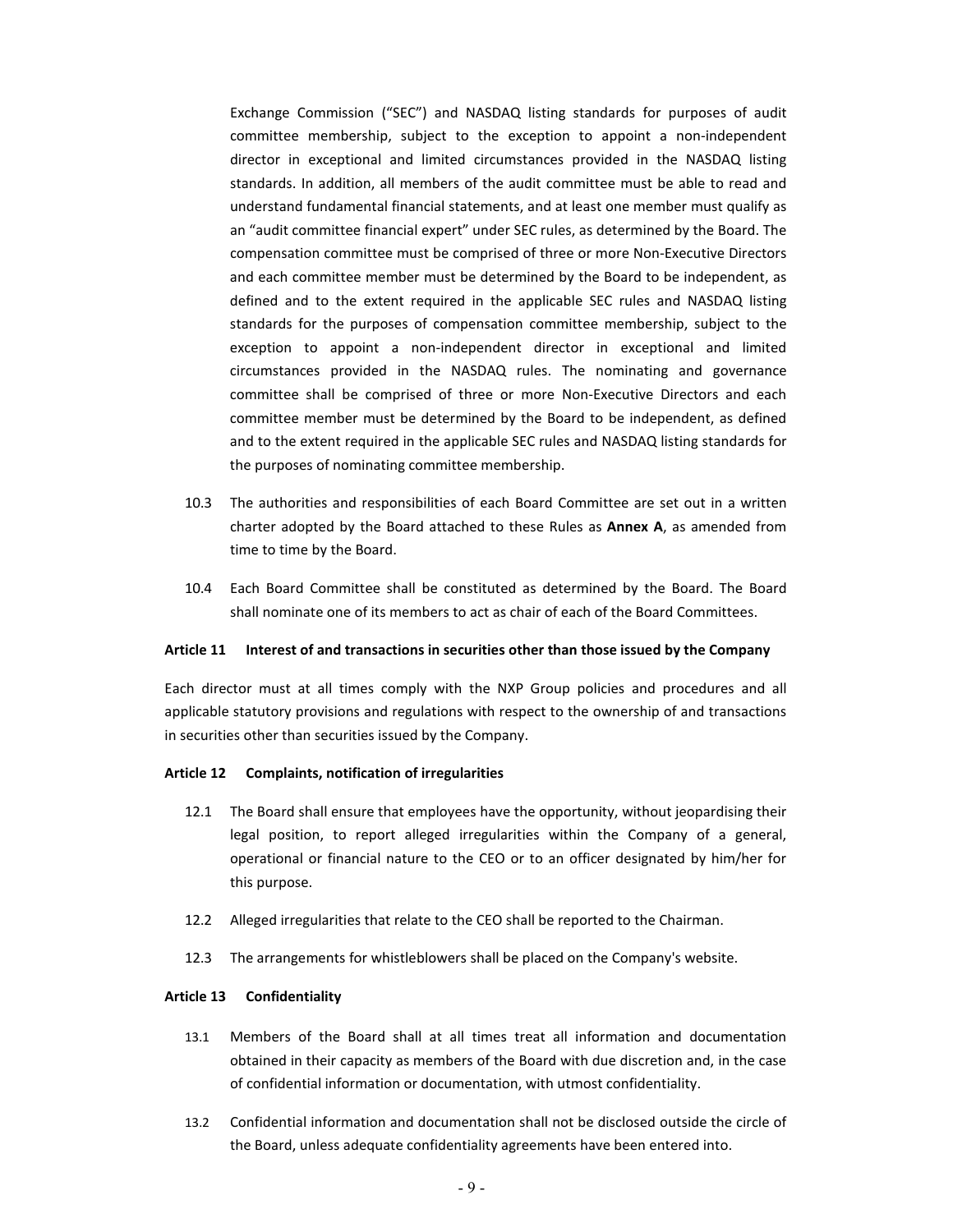Exchange Commission ("SEC") and NASDAQ listing standards for purposes of audit committee membership, subject to the exception to appoint a non-independent director in exceptional and limited circumstances provided in the NASDAQ listing standards. In addition, all members of the audit committee must be able to read and understand fundamental financial statements, and at least one member must qualify as an "audit committee financial expert" under SEC rules, as determined by the Board. The compensation committee must be comprised of three or more Non-Executive Directors and each committee member must be determined by the Board to be independent, as defined and to the extent required in the applicable SEC rules and NASDAQ listing standards for the purposes of compensation committee membership, subject to the exception to appoint a non-independent director in exceptional and limited circumstances provided in the NASDAQ rules. The nominating and governance committee shall be comprised of three or more Non-Executive Directors and each committee member must be determined by the Board to be independent, as defined and to the extent required in the applicable SEC rules and NASDAQ listing standards for the purposes of nominating committee membership.

10.3 The authorities and responsibilities of each Board Committee are set out in a written charter adopted by the Board attached to these Rules as **Annex A**, as amended from time to time by the Board.

10.4 Each Board Committee shall be constituted as determined by the Board. The Board shall nominate one of its members to act as chair of each of the Board Committees.

**Article 11 Interest of and transactions in securities other than those issued by the Company**

Each director must at all times comply with the NXP Group policies and procedures and all applicable statutory provisions and regulations with respect to the ownership of and transactions in securities other than securities issued by the Company.

**Article 12 Complaints, notification of irregularities**

12.1 The Board shall ensure that employees have the opportunity, without jeopardising their legal position, to report alleged irregularities within the Company of a general, operational or financial nature to the CEO or to an officer designated by him/her for this purpose.

12.2 Alleged irregularities that relate to the CEO shall be reported to the Chairman.

12.3 The arrangements for whistleblowers shall be placed on the Company's website.

**Article 13 Confidentiality**

13.1 Members of the Board shall at all times treat all information and documentation obtained in their capacity as members of the Board with due discretion and, in the case of confidential information or documentation, with utmost confidentiality.

13.2 Confidential information and documentation shall not be disclosed outside the circle of the Board, unless adequate confidentiality agreements have been entered into.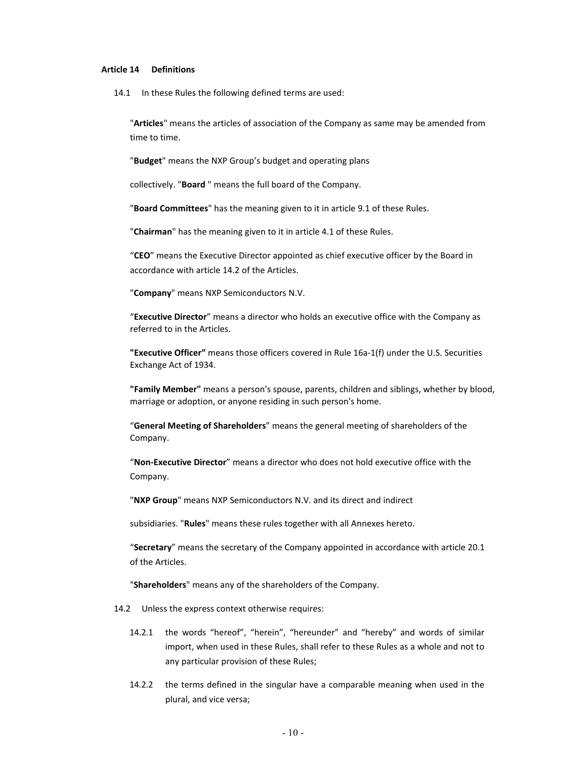**Article 14 Definitions**

14.1 In these Rules the following defined terms are used:

"**Articles**" means the articles of association of the Company as same may be amended from time to time.

"**Budget**" means the NXP Group's budget and operating plans

collectively. "**Board** " means the full board of the Company.

"**Board Committees**" has the meaning given to it in article 9.1 of these Rules.

"**Chairman**" has the meaning given to it in article 4.1 of these Rules.

"**CEO**" means the Executive Director appointed as chief executive officer by the Board in accordance with article 14.2 of the Articles.

"**Company**" means NXP Semiconductors N.V.

"**Executive Director**" means a director who holds an executive office with the Company as referred to in the Articles.

**"Executive Officer"** means those officers covered in Rule 16a-1(f) under the U.S. Securities Exchange Act of 1934.

**"Family Member"** means a person's spouse, parents, children and siblings, whether by blood, marriage or adoption, or anyone residing in such person's home.

"**General Meeting of Shareholders**" means the general meeting of shareholders of the Company.

"**Non-Executive Director**" means a director who does not hold executive office with the Company.

"**NXP Group**" means NXP Semiconductors N.V. and its direct and indirect

subsidiaries. "**Rules**" means these rules together with all Annexes hereto.

"**Secretary**" means the secretary of the Company appointed in accordance with article 20.1 of the Articles.

"**Shareholders**" means any of the shareholders of the Company.

14.2 Unless the express context otherwise requires:

14.2.1 the words "hereof", "herein", "hereunder" and "hereby" and words of similar import, when used in these Rules, shall refer to these Rules as a whole and not to any particular provision of these Rules;

14.2.2 the terms defined in the singular have a comparable meaning when used in the plural, and vice versa;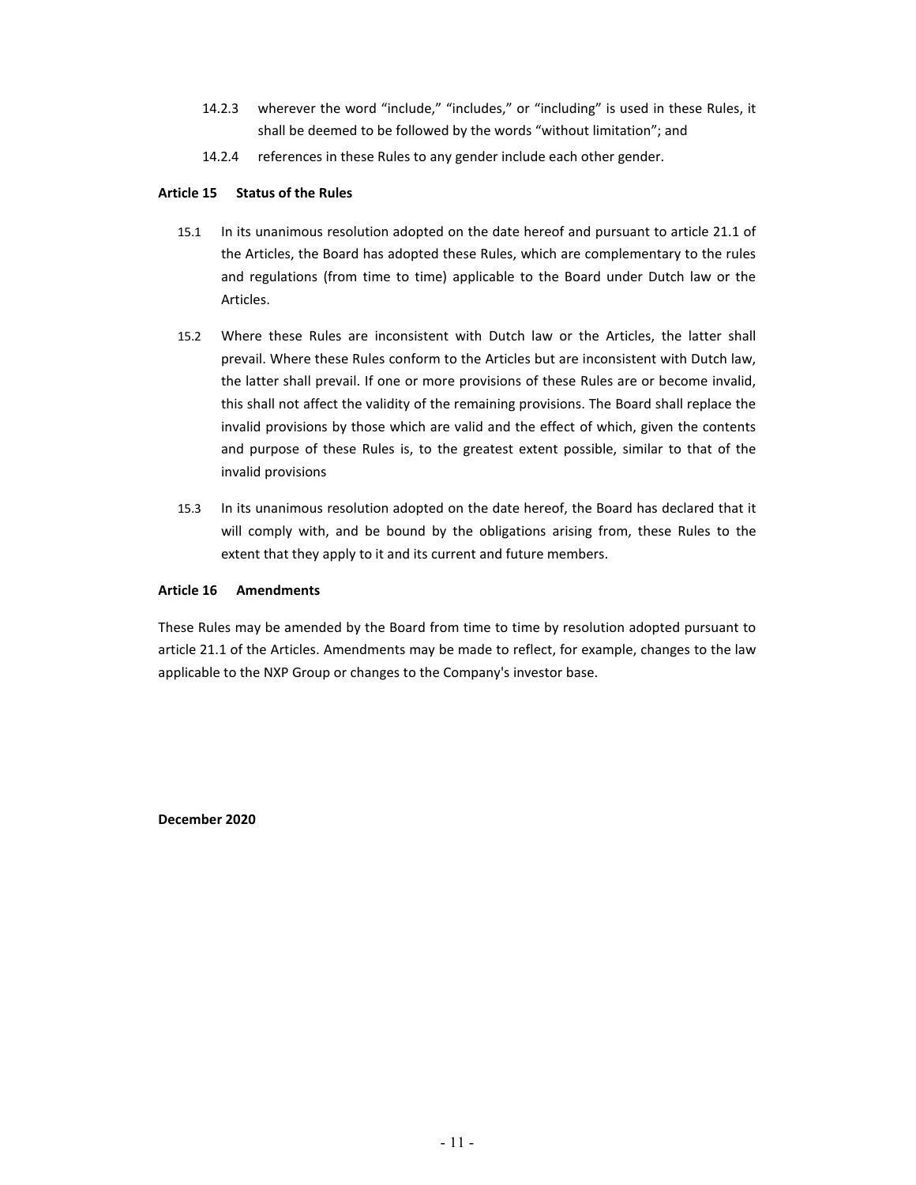14.2.3 wherever the word "include," "includes," or "including" is used in these Rules, it shall be deemed to be followed by the words "without limitation"; and

14.2.4 references in these Rules to any gender include each other gender.

**Article 15 Status of the Rules**

15.1 In its unanimous resolution adopted on the date hereof and pursuant to article 21.1 of the Articles, the Board has adopted these Rules, which are complementary to the rules and regulations (from time to time) applicable to the Board under Dutch law or the Articles.

15.2 Where these Rules are inconsistent with Dutch law or the Articles, the latter shall prevail. Where these Rules conform to the Articles but are inconsistent with Dutch law, the latter shall prevail. If one or more provisions of these Rules are or become invalid, this shall not affect the validity of the remaining provisions. The Board shall replace the invalid provisions by those which are valid and the effect of which, given the contents and purpose of these Rules is, to the greatest extent possible, similar to that of the invalid provisions

15.3 In its unanimous resolution adopted on the date hereof, the Board has declared that it will comply with, and be bound by the obligations arising from, these Rules to the extent that they apply to it and its current and future members.

**Article 16 Amendments**

These Rules may be amended by the Board from time to time by resolution adopted pursuant to article 21.1 of the Articles. Amendments may be made to reflect, for example, changes to the law applicable to the NXP Group or changes to the Company's investor base.

**December 2020**